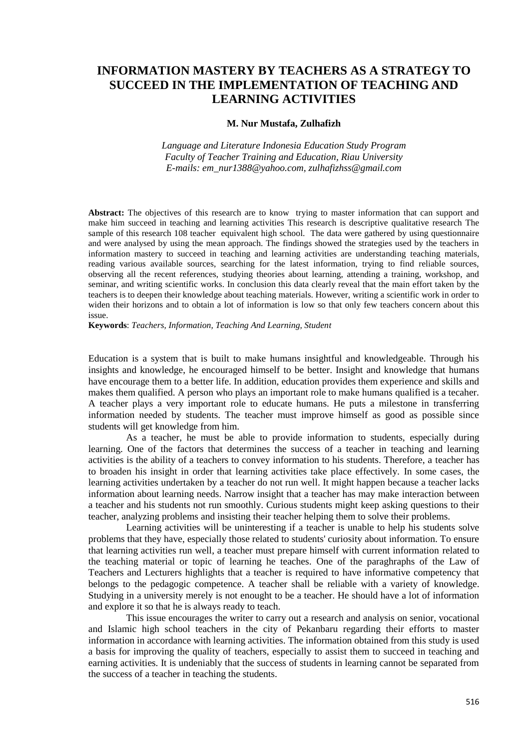# INFORMATION MASTERY BY TEACHERS AS A STRATEGY TO SUCCEED IN THE IMPLEMENTATION OF TEACHING AND LEARNING ACTIVITIES

**M. Nur Mustafa, Zulhafizh**

*Language and Literature Indonesia Education Study Program*
*Faculty of Teacher Training and Education, Riau University*
*E-mails: em_nur1388@yahoo.com, zulhafizhss@gmail.com*

**Abstract:** The objectives of this research are to know trying to master information that can support and make him succeed in teaching and learning activities This research is descriptive qualitative research The sample of this research 108 teacher equivalent high school. The data were gathered by using questionnaire and were analysed by using the mean approach. The findings showed the strategies used by the teachers in information mastery to succeed in teaching and learning activities are understanding teaching materials, reading various available sources, searching for the latest information, trying to find reliable sources, observing all the recent references, studying theories about learning, attending a training, workshop, and seminar, and writing scientific works. In conclusion this data clearly reveal that the main effort taken by the teachers is to deepen their knowledge about teaching materials. However, writing a scientific work in order to widen their horizons and to obtain a lot of information is low so that only few teachers concern about this issue.

**Keywords**: *Teachers, Information, Teaching And Learning, Student*

Education is a system that is built to make humans insightful and knowledgeable. Through his insights and knowledge, he encouraged himself to be better. Insight and knowledge that humans have encourage them to a better life. In addition, education provides them experience and skills and makes them qualified. A person who plays an important role to make humans qualified is a tecaher. A teacher plays a very important role to educate humans. He puts a milestone in transferring information needed by students. The teacher must improve himself as good as possible since students will get knowledge from him.

As a teacher, he must be able to provide information to students, especially during learning. One of the factors that determines the success of a teacher in teaching and learning activities is the ability of a teachers to convey information to his students. Therefore, a teacher has to broaden his insight in order that learning activities take place effectively. In some cases, the learning activities undertaken by a teacher do not run well. It might happen because a teacher lacks information about learning needs. Narrow insight that a teacher has may make interaction between a teacher and his students not run smoothly. Curious students might keep asking questions to their teacher, analyzing problems and insisting their teacher helping them to solve their problems.

Learning activities will be uninteresting if a teacher is unable to help his students solve problems that they have, especially those related to students' curiosity about information. To ensure that learning activities run well, a teacher must prepare himself with current information related to the teaching material or topic of learning he teaches. One of the paragraphs of the Law of Teachers and Lecturers highlights that a teacher is required to have informative competency that belongs to the pedagogic competence. A teacher shall be reliable with a variety of knowledge. Studying in a university merely is not enought to be a teacher. He should have a lot of information and explore it so that he is always ready to teach.

This issue encourages the writer to carry out a research and analysis on senior, vocational and Islamic high school teachers in the city of Pekanbaru regarding their efforts to master information in accordance with learning activities. The information obtained from this study is used a basis for improving the quality of teachers, especially to assist them to succeed in teaching and earning activities. It is undeniably that the success of students in learning cannot be separated from the success of a teacher in teaching the students.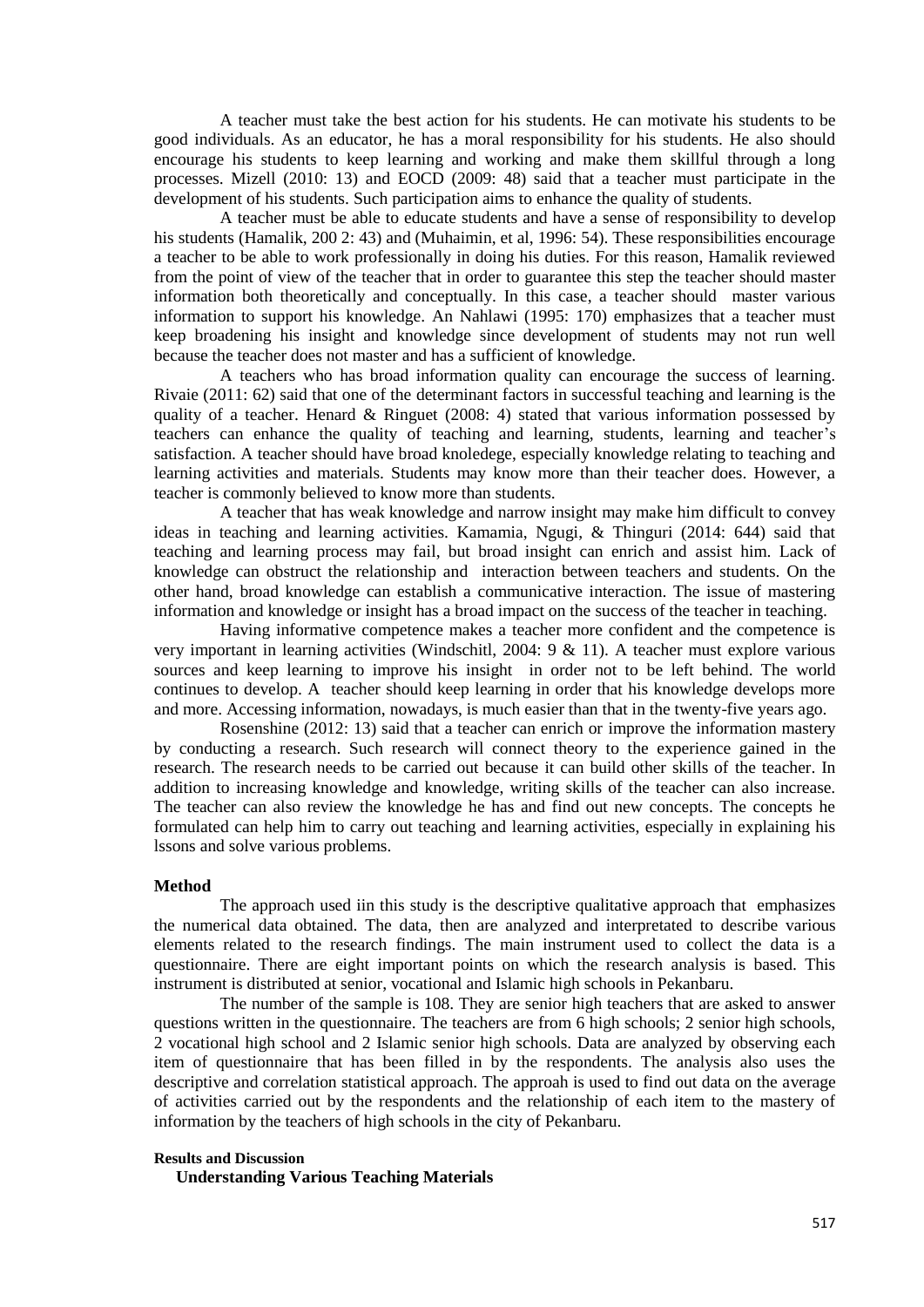A teacher must take the best action for his students. He can motivate his students to be good individuals. As an educator, he has a moral responsibility for his students. He also should encourage his students to keep learning and working and make them skillful through a long processes. Mizell (2010: 13) and EOCD (2009: 48) said that a teacher must participate in the development of his students. Such participation aims to enhance the quality of students.

A teacher must be able to educate students and have a sense of responsibility to develop his students (Hamalik, 200 2: 43) and (Muhaimin, et al, 1996: 54). These responsibilities encourage a teacher to be able to work professionally in doing his duties. For this reason, Hamalik reviewed from the point of view of the teacher that in order to guarantee this step the teacher should master information both theoretically and conceptually. In this case, a teacher should master various information to support his knowledge. An Nahlawi (1995: 170) emphasizes that a teacher must keep broadening his insight and knowledge since development of students may not run well because the teacher does not master and has a sufficient of knowledge.

A teachers who has broad information quality can encourage the success of learning. Rivaie (2011: 62) said that one of the determinant factors in successful teaching and learning is the quality of a teacher. Henard & Ringuet (2008: 4) stated that various information possessed by teachers can enhance the quality of teaching and learning, students, learning and teacher's satisfaction. A teacher should have broad knoledege, especially knowledge relating to teaching and learning activities and materials. Students may know more than their teacher does. However, a teacher is commonly believed to know more than students.

A teacher that has weak knowledge and narrow insight may make him difficult to convey ideas in teaching and learning activities. Kamamia, Ngugi, & Thinguri (2014: 644) said that teaching and learning process may fail, but broad insight can enrich and assist him. Lack of knowledge can obstruct the relationship and interaction between teachers and students. On the other hand, broad knowledge can establish a communicative interaction. The issue of mastering information and knowledge or insight has a broad impact on the success of the teacher in teaching.

Having informative competence makes a teacher more confident and the competence is very important in learning activities (Windschitl, 2004: 9 & 11). A teacher must explore various sources and keep learning to improve his insight in order not to be left behind. The world continues to develop. A teacher should keep learning in order that his knowledge develops more and more. Accessing information, nowadays, is much easier than that in the twenty-five years ago.

Rosenshine (2012: 13) said that a teacher can enrich or improve the information mastery by conducting a research. Such research will connect theory to the experience gained in the research. The research needs to be carried out because it can build other skills of the teacher. In addition to increasing knowledge and knowledge, writing skills of the teacher can also increase. The teacher can also review the knowledge he has and find out new concepts. The concepts he formulated can help him to carry out teaching and learning activities, especially in explaining his lssons and solve various problems.

## Method

The approach used iin this study is the descriptive qualitative approach that emphasizes the numerical data obtained. The data, then are analyzed and interpretated to describe various elements related to the research findings. The main instrument used to collect the data is a questionnaire. There are eight important points on which the research analysis is based. This instrument is distributed at senior, vocational and Islamic high schools in Pekanbaru.

The number of the sample is 108. They are senior high teachers that are asked to answer questions written in the questionnaire. The teachers are from 6 high schools; 2 senior high schools, 2 vocational high school and 2 Islamic senior high schools. Data are analyzed by observing each item of questionnaire that has been filled in by the respondents. The analysis also uses the descriptive and correlation statistical approach. The approah is used to find out data on the average of activities carried out by the respondents and the relationship of each item to the mastery of information by the teachers of high schools in the city of Pekanbaru.

## Results and Discussion

### Understanding Various Teaching Materials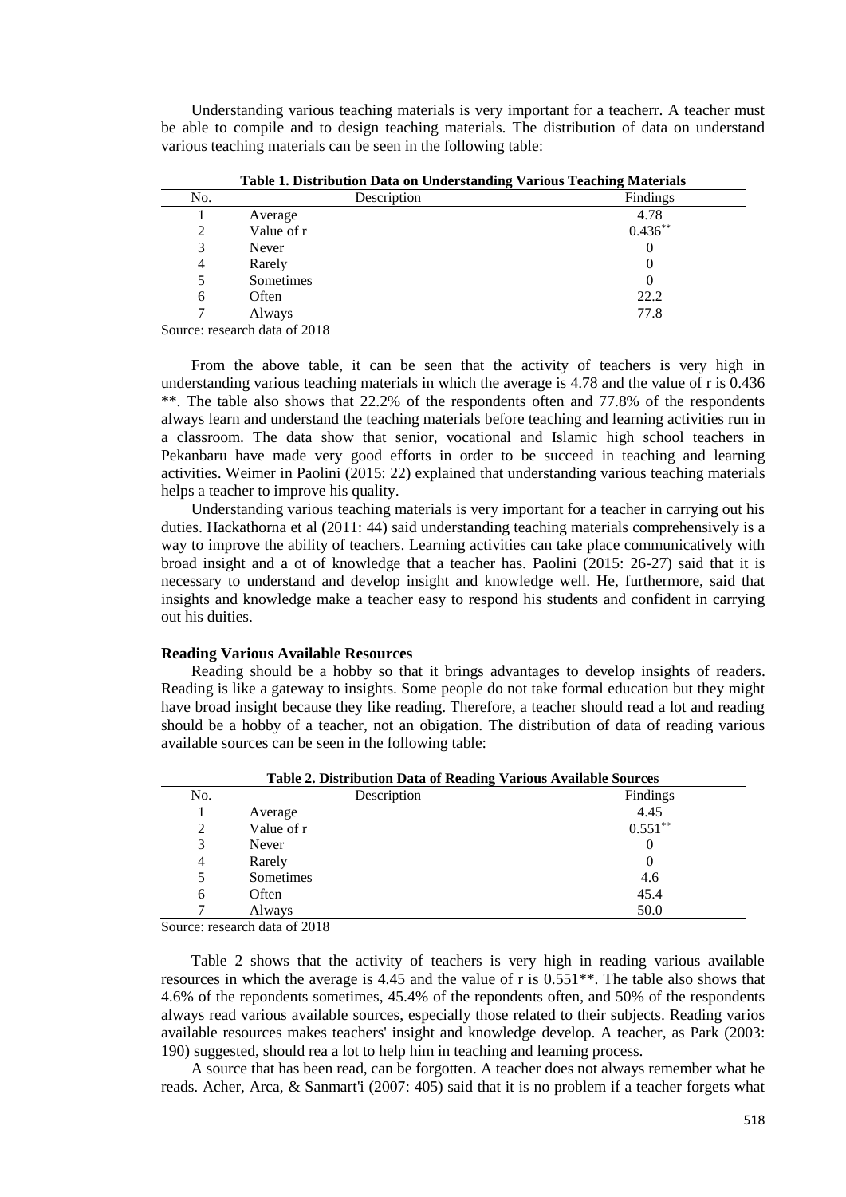Understanding various teaching materials is very important for a teacherr. A teacher must be able to compile and to design teaching materials. The distribution of data on understand various teaching materials can be seen in the following table:

**Table 1. Distribution Data on Understanding Various Teaching Materials**

| No. | Description | Findings |
|---|---|---|
| 1 | Average | 4.78 |
| 2 | Value of r | 0.436** |
| 3 | Never | 0 |
| 4 | Rarely | 0 |
| 5 | Sometimes | 0 |
| 6 | Often | 22.2 |
| 7 | Always | 77.8 |

Source: research data of 2018

From the above table, it can be seen that the activity of teachers is very high in understanding various teaching materials in which the average is 4.78 and the value of r is 0.436 **. The table also shows that 22.2% of the respondents often and 77.8% of the respondents always learn and understand the teaching materials before teaching and learning activities run in a classroom. The data show that senior, vocational and Islamic high school teachers in Pekanbaru have made very good efforts in order to be succeed in teaching and learning activities. Weimer in Paolini (2015: 22) explained that understanding various teaching materials helps a teacher to improve his quality.

Understanding various teaching materials is very important for a teacher in carrying out his duties. Hackathorna et al (2011: 44) said understanding teaching materials comprehensively is a way to improve the ability of teachers. Learning activities can take place communicatively with broad insight and a ot of knowledge that a teacher has. Paolini (2015: 26-27) said that it is necessary to understand and develop insight and knowledge well. He, furthermore, said that insights and knowledge make a teacher easy to respond his students and confident in carrying out his duities.

### Reading Various Available Resources

Reading should be a hobby so that it brings advantages to develop insights of readers. Reading is like a gateway to insights. Some people do not take formal education but they might have broad insight because they like reading. Therefore, a teacher should read a lot and reading should be a hobby of a teacher, not an obigation. The distribution of data of reading various available sources can be seen in the following table:

**Table 2. Distribution Data of Reading Various Available Sources**

| No. | Description | Findings |
|---|---|---|
| 1 | Average | 4.45 |
| 2 | Value of r | 0.551** |
| 3 | Never | 0 |
| 4 | Rarely | 0 |
| 5 | Sometimes | 4.6 |
| 6 | Often | 45.4 |
| 7 | Always | 50.0 |

Source: research data of 2018

Table 2 shows that the activity of teachers is very high in reading various available resources in which the average is 4.45 and the value of r is 0.551**. The table also shows that 4.6% of the repondents sometimes, 45.4% of the repondents often, and 50% of the respondents always read various available sources, especially those related to their subjects. Reading varios available resources makes teachers' insight and knowledge develop. A teacher, as Park (2003: 190) suggested, should rea a lot to help him in teaching and learning process.

A source that has been read, can be forgotten. A teacher does not always remember what he reads. Acher, Arca, & Sanmart'i (2007: 405) said that it is no problem if a teacher forgets what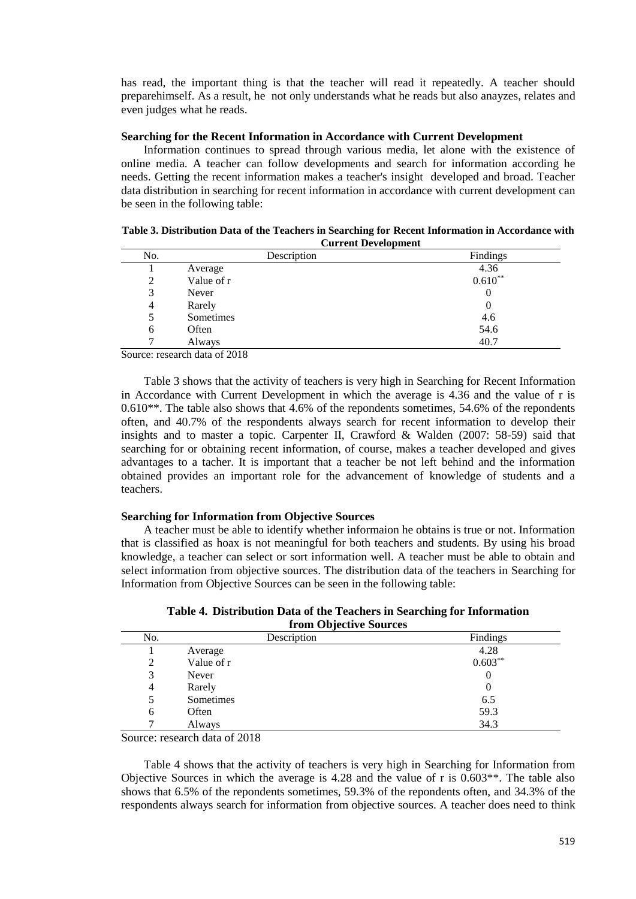has read, the important thing is that the teacher will read it repeatedly. A teacher should preparehimself. As a result, he not only understands what he reads but also anayzes, relates and even judges what he reads.

**Searching for the Recent Information in Accordance with Current Development**

Information continues to spread through various media, let alone with the existence of online media. A teacher can follow developments and search for information according he needs. Getting the recent information makes a teacher's insight developed and broad. Teacher data distribution in searching for recent information in accordance with current development can be seen in the following table:

**Table 3. Distribution Data of the Teachers in Searching for Recent Information in Accordance with Current Development**

| No. | Description | Findings |
|---|---|---|
| 1 | Average | 4.36 |
| 2 | Value of r | 0.610** |
| 3 | Never | 0 |
| 4 | Rarely | 0 |
| 5 | Sometimes | 4.6 |
| 6 | Often | 54.6 |
| 7 | Always | 40.7 |

Source: research data of 2018

Table 3 shows that the activity of teachers is very high in Searching for Recent Information in Accordance with Current Development in which the average is 4.36 and the value of r is 0.610**. The table also shows that 4.6% of the repondents sometimes, 54.6% of the repondents often, and 40.7% of the respondents always search for recent information to develop their insights and to master a topic. Carpenter II, Crawford & Walden (2007: 58-59) said that searching for or obtaining recent information, of course, makes a teacher developed and gives advantages to a tacher. It is important that a teacher be not left behind and the information obtained provides an important role for the advancement of knowledge of students and a teachers.

**Searching for Information from Objective Sources**

A teacher must be able to identify whether informaion he obtains is true or not. Information that is classified as hoax is not meaningful for both teachers and students. By using his broad knowledge, a teacher can select or sort information well. A teacher must be able to obtain and select information from objective sources. The distribution data of the teachers in Searching for Information from Objective Sources can be seen in the following table:

**Table 4. Distribution Data of the Teachers in Searching for Information from Objective Sources**

| No. | Description | Findings |
|---|---|---|
| 1 | Average | 4.28 |
| 2 | Value of r | 0.603** |
| 3 | Never | 0 |
| 4 | Rarely | 0 |
| 5 | Sometimes | 6.5 |
| 6 | Often | 59.3 |
| 7 | Always | 34.3 |

Source: research data of 2018

Table 4 shows that the activity of teachers is very high in Searching for Information from Objective Sources in which the average is 4.28 and the value of r is 0.603**. The table also shows that 6.5% of the repondents sometimes, 59.3% of the repondents often, and 34.3% of the respondents always search for information from objective sources. A teacher does need to think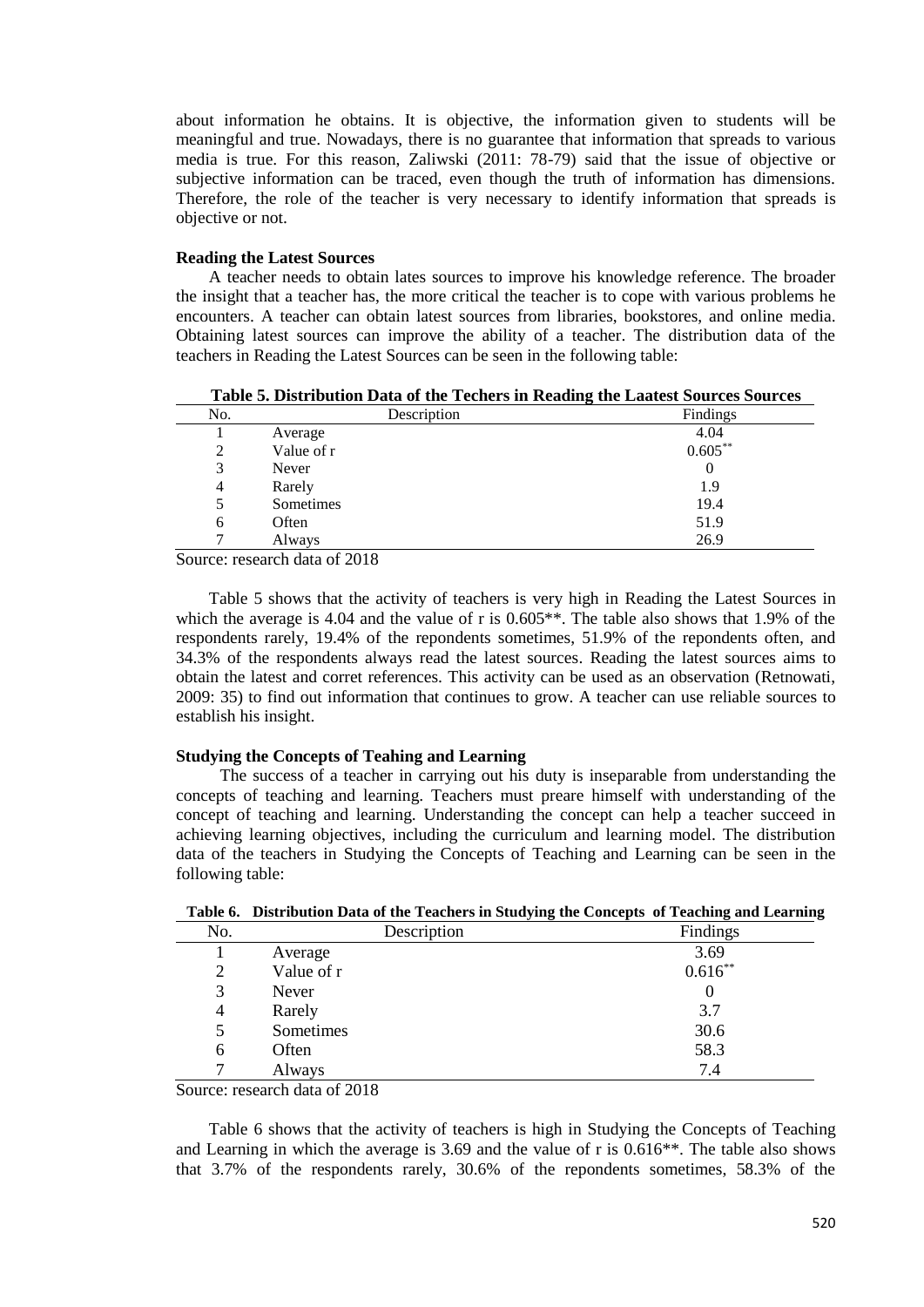about information he obtains. It is objective, the information given to students will be meaningful and true. Nowadays, there is no guarantee that information that spreads to various media is true. For this reason, Zaliwski (2011: 78-79) said that the issue of objective or subjective information can be traced, even though the truth of information has dimensions. Therefore, the role of the teacher is very necessary to identify information that spreads is objective or not.

**Reading the Latest Sources**

A teacher needs to obtain lates sources to improve his knowledge reference. The broader the insight that a teacher has, the more critical the teacher is to cope with various problems he encounters. A teacher can obtain latest sources from libraries, bookstores, and online media. Obtaining latest sources can improve the ability of a teacher. The distribution data of the teachers in Reading the Latest Sources can be seen in the following table:

**Table 5. Distribution Data of the Techers in Reading the Laatest Sources Sources**

| No. | Description | Findings |
|---|---|---|
| 1 | Average | 4.04 |
| 2 | Value of r | 0.605** |
| 3 | Never | 0 |
| 4 | Rarely | 1.9 |
| 5 | Sometimes | 19.4 |
| 6 | Often | 51.9 |
| 7 | Always | 26.9 |

Source: research data of 2018

Table 5 shows that the activity of teachers is very high in Reading the Latest Sources in which the average is 4.04 and the value of r is 0.605**. The table also shows that 1.9% of the respondents rarely, 19.4% of the repondents sometimes, 51.9% of the repondents often, and 34.3% of the respondents always read the latest sources. Reading the latest sources aims to obtain the latest and corret references. This activity can be used as an observation (Retnowati, 2009: 35) to find out information that continues to grow. A teacher can use reliable sources to establish his insight.

**Studying the Concepts of Teahing and Learning**

The success of a teacher in carrying out his duty is inseparable from understanding the concepts of teaching and learning. Teachers must preare himself with understanding of the concept of teaching and learning. Understanding the concept can help a teacher succeed in achieving learning objectives, including the curriculum and learning model. The distribution data of the teachers in Studying the Concepts of Teaching and Learning can be seen in the following table:

**Table 6. Distribution Data of the Teachers in Studying the Concepts of Teaching and Learning**

| No. | Description | Findings |
|---|---|---|
| 1 | Average | 3.69 |
| 2 | Value of r | 0.616** |
| 3 | Never | 0 |
| 4 | Rarely | 3.7 |
| 5 | Sometimes | 30.6 |
| 6 | Often | 58.3 |
| 7 | Always | 7.4 |

Source: research data of 2018

Table 6 shows that the activity of teachers is high in Studying the Concepts of Teaching and Learning in which the average is 3.69 and the value of r is 0.616**. The table also shows that 3.7% of the respondents rarely, 30.6% of the repondents sometimes, 58.3% of the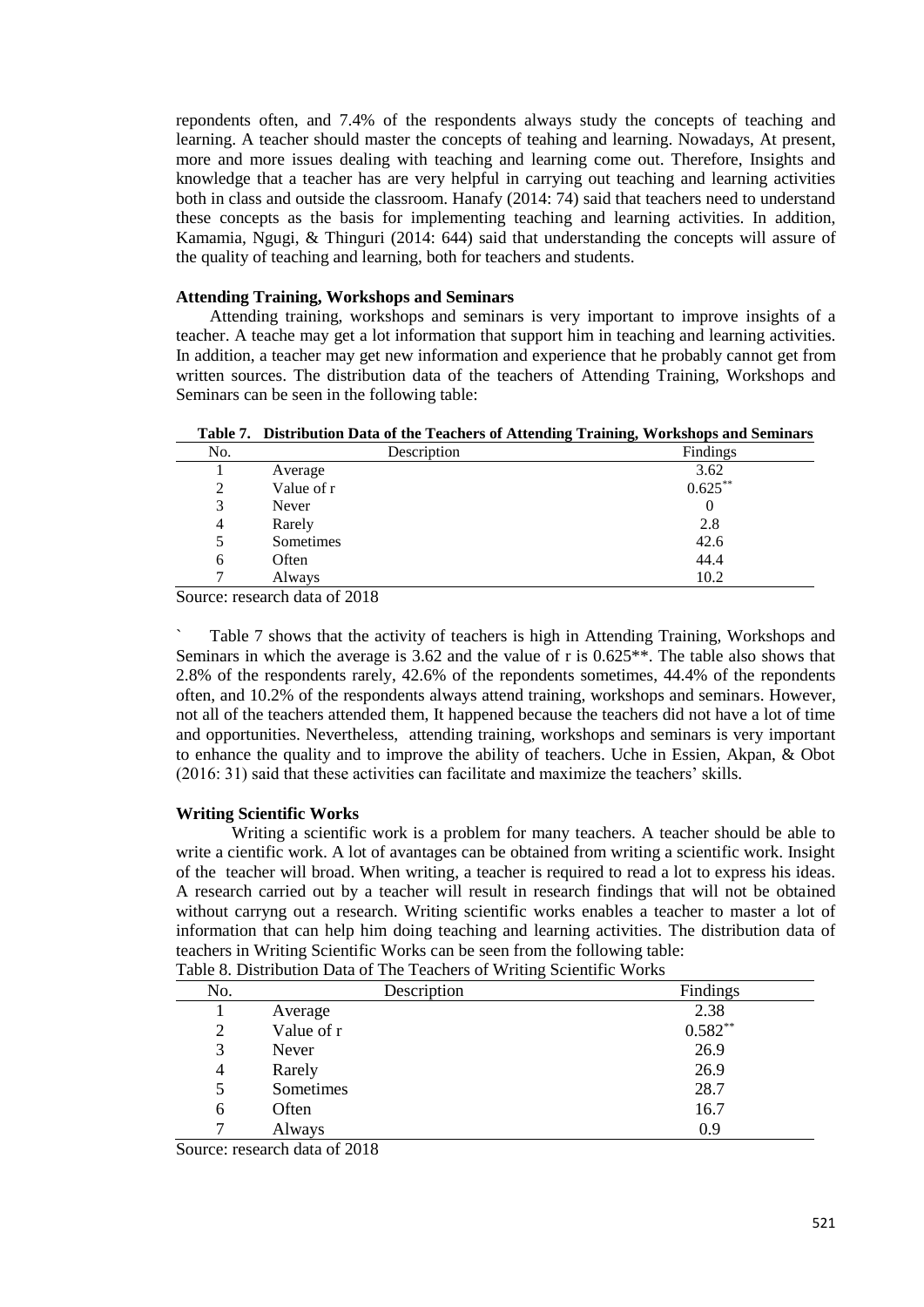repondents often, and 7.4% of the respondents always study the concepts of teaching and learning. A teacher should master the concepts of teahing and learning. Nowadays, At present, more and more issues dealing with teaching and learning come out. Therefore, Insights and knowledge that a teacher has are very helpful in carrying out teaching and learning activities both in class and outside the classroom. Hanafy (2014: 74) said that teachers need to understand these concepts as the basis for implementing teaching and learning activities. In addition, Kamamia, Ngugi, & Thinguri (2014: 644) said that understanding the concepts will assure of the quality of teaching and learning, both for teachers and students.

### Attending Training, Workshops and Seminars

Attending training, workshops and seminars is very important to improve insights of a teacher. A teache may get a lot information that support him in teaching and learning activities. In addition, a teacher may get new information and experience that he probably cannot get from written sources. The distribution data of the teachers of Attending Training, Workshops and Seminars can be seen in the following table:

**Table 7. Distribution Data of the Teachers of Attending Training, Workshops and Seminars**

| No. | Description | Findings |
|---|---|---|
| 1 | Average | 3.62 |
| 2 | Value of r | 0.625** |
| 3 | Never | 0 |
| 4 | Rarely | 2.8 |
| 5 | Sometimes | 42.6 |
| 6 | Often | 44.4 |
| 7 | Always | 10.2 |

Source: research data of 2018

` Table 7 shows that the activity of teachers is high in Attending Training, Workshops and Seminars in which the average is 3.62 and the value of r is 0.625**. The table also shows that 2.8% of the respondents rarely, 42.6% of the repondents sometimes, 44.4% of the repondents often, and 10.2% of the respondents always attend training, workshops and seminars. However, not all of the teachers attended them, It happened because the teachers did not have a lot of time and opportunities. Nevertheless, attending training, workshops and seminars is very important to enhance the quality and to improve the ability of teachers. Uche in Essien, Akpan, & Obot (2016: 31) said that these activities can facilitate and maximize the teachers' skills.

### Writing Scientific Works

Writing a scientific work is a problem for many teachers. A teacher should be able to write a cientific work. A lot of avantages can be obtained from writing a scientific work. Insight of the teacher will broad. When writing, a teacher is required to read a lot to express his ideas. A research carried out by a teacher will result in research findings that will not be obtained without carryng out a research. Writing scientific works enables a teacher to master a lot of information that can help him doing teaching and learning activities. The distribution data of teachers in Writing Scientific Works can be seen from the following table:

Table 8. Distribution Data of The Teachers of Writing Scientific Works

| No. | Description | Findings |
|---|---|---|
| 1 | Average | 2.38 |
| 2 | Value of r | 0.582** |
| 3 | Never | 26.9 |
| 4 | Rarely | 26.9 |
| 5 | Sometimes | 28.7 |
| 6 | Often | 16.7 |
| 7 | Always | 0.9 |

Source: research data of 2018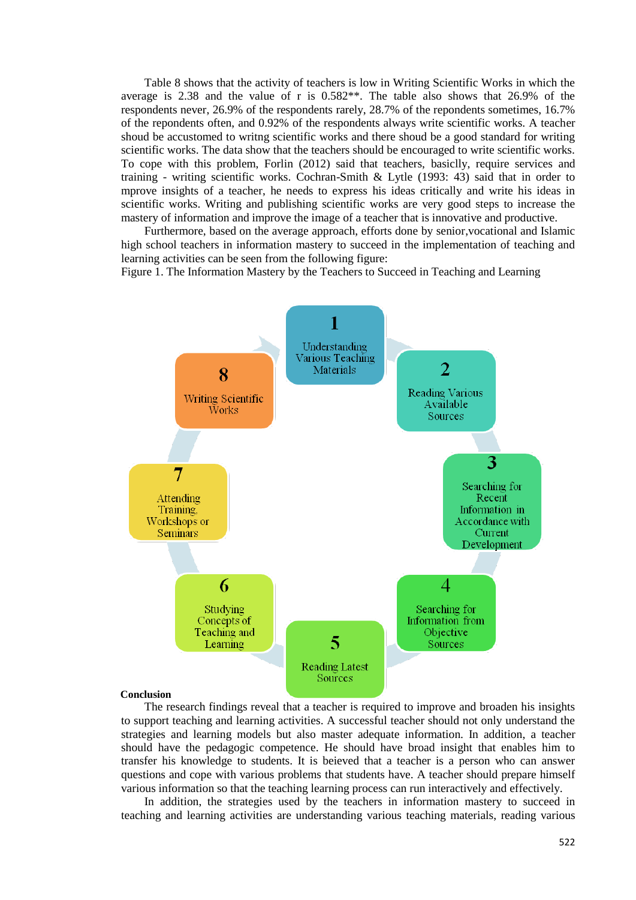Table 8 shows that the activity of teachers is low in Writing Scientific Works in which the average is 2.38 and the value of r is 0.582**. The table also shows that 26.9% of the respondents never, 26.9% of the respondents rarely, 28.7% of the repondents sometimes, 16.7% of the repondents often, and 0.92% of the respondents always write scientific works. A teacher shoud be accustomed to writng scientific works and there shoud be a good standard for writing scientific works. The data show that the teachers should be encouraged to write scientific works. To cope with this problem, Forlin (2012) said that teachers, basiclly, require services and training - writing scientific works. Cochran-Smith & Lytle (1993: 43) said that in order to mprove insights of a teacher, he needs to express his ideas critically and write his ideas in scientific works. Writing and publishing scientific works are very good steps to increase the mastery of information and improve the image of a teacher that is innovative and productive.

Furthermore, based on the average approach, efforts done by senior,vocational and Islamic high school teachers in information mastery to succeed in the implementation of teaching and learning activities can be seen from the following figure:

Figure 1. The Information Mastery by the Teachers to Succeed in Teaching and Learning

1. Understanding Various Teaching Materials
2. Reading Various Available Sources
3. Searching for Recent Information in Accordance with Current Development
4. Searching for Information from Objective Sources
5. Reading Latest Sources
6. Studying Concepts of Teaching and Learning
7. Attending Training, Workshops or Seminars
8. Writing Scientific Works

**Conclusion**

The research findings reveal that a teacher is required to improve and broaden his insights to support teaching and learning activities. A successful teacher should not only understand the strategies and learning models but also master adequate information. In addition, a teacher should have the pedagogic competence. He should have broad insight that enables him to transfer his knowledge to students. It is beieved that a teacher is a person who can answer questions and cope with various problems that students have. A teacher should prepare himself various information so that the teaching learning process can run interactively and effectively.

In addition, the strategies used by the teachers in information mastery to succeed in teaching and learning activities are understanding various teaching materials, reading various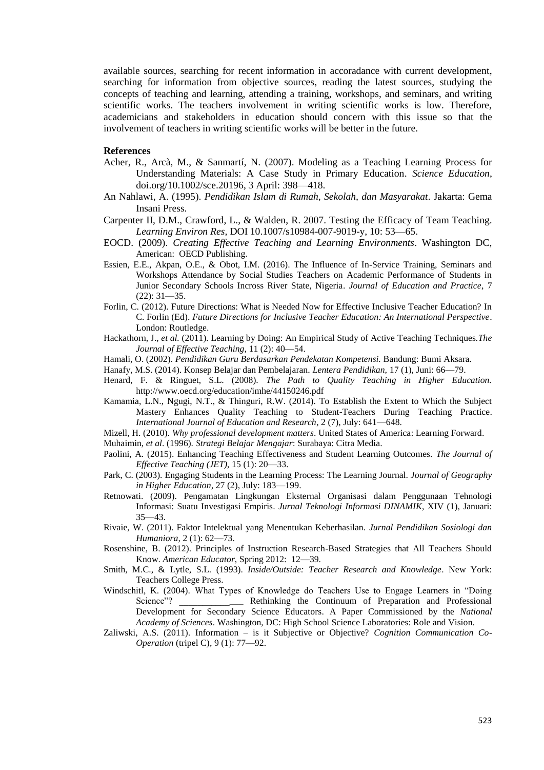available sources, searching for recent information in accoradance with current development, searching for information from objective sources, reading the latest sources, studying the concepts of teaching and learning, attending a training, workshops, and seminars, and writing scientific works. The teachers involvement in writing scientific works is low. Therefore, academicians and stakeholders in education should concern with this issue so that the involvement of teachers in writing scientific works will be better in the future.

**References**

Acher, R., Arcà, M., & Sanmartí, N. (2007). Modeling as a Teaching Learning Process for Understanding Materials: A Case Study in Primary Education. *Science Education*, doi.org/10.1002/sce.20196, 3 April: 398—418.

An Nahlawi, A. (1995). *Pendidikan Islam di Rumah, Sekolah, dan Masyarakat*. Jakarta: Gema Insani Press.

Carpenter II, D.M., Crawford, L., & Walden, R. 2007. Testing the Efficacy of Team Teaching. *Learning Environ Res*, DOI 10.1007/s10984-007-9019-y, 10: 53—65.

EOCD. (2009). *Creating Effective Teaching and Learning Environments*. Washington DC, American: OECD Publishing.

Essien, E.E., Akpan, O.E., & Obot, I.M. (2016). The Influence of In-Service Training, Seminars and Workshops Attendance by Social Studies Teachers on Academic Performance of Students in Junior Secondary Schools Incross River State, Nigeria. *Journal of Education and Practice*, 7 (22): 31—35.

Forlin, C. (2012). Future Directions: What is Needed Now for Effective Inclusive Teacher Education? In C. Forlin (Ed). *Future Directions for Inclusive Teacher Education: An International Perspective*. London: Routledge.

Hackathorn, J., *et al.* (2011). Learning by Doing: An Empirical Study of Active Teaching Techniques.*The Journal of Effective Teaching,* 11 (2): 40—54.

Hamali, O. (2002). *Pendidikan Guru Berdasarkan Pendekatan Kompetensi.* Bandung: Bumi Aksara.

Hanafy, M.S. (2014). Konsep Belajar dan Pembelajaran. *Lentera Pendidikan,* 17 (1), Juni: 66—79.

Henard, F. & Ringuet, S.L. (2008). *The Path to Quality Teaching in Higher Education.* http://www.oecd.org/education/imhe/44150246.pdf

Kamamia, L.N., Ngugi, N.T., & Thinguri, R.W. (2014). To Establish the Extent to Which the Subject Mastery Enhances Quality Teaching to Student-Teachers During Teaching Practice. *International Journal of Education and Research,* 2 (7), July: 641—648.

Mizell, H. (2010). *Why professional development matters*. United States of America: Learning Forward.

Muhaimin, *et al*. (1996). *Strategi Belajar Mengajar*: Surabaya: Citra Media.

Paolini, A. (2015). Enhancing Teaching Effectiveness and Student Learning Outcomes. *The Journal of Effective Teaching (JET)*, 15 (1): 20—33.

Park, C. (2003). Engaging Students in the Learning Process: The Learning Journal. *Journal of Geography in Higher Education*, 27 (2), July: 183—199.

Retnowati. (2009). Pengamatan Lingkungan Eksternal Organisasi dalam Penggunaan Tehnologi Informasi: Suatu Investigasi Empiris. *Jurnal Teknologi Informasi DINAMIK*, XIV (1), Januari: 35—43.

Rivaie, W. (2011). Faktor Intelektual yang Menentukan Keberhasilan. *Jurnal Pendidikan Sosiologi dan Humaniora,* 2 (1): 62—73.

Rosenshine, B. (2012). Principles of Instruction Research-Based Strategies that All Teachers Should Know. *American Educator*, Spring 2012: 12—39.

Smith, M.C., & Lytle, S.L. (1993). *Inside/Outside: Teacher Research and Knowledge*. New York: Teachers College Press.

Windschitl, K. (2004). What Types of Knowledge do Teachers Use to Engage Learners in "Doing Science"? ______________ Rethinking the Continuum of Preparation and Professional Development for Secondary Science Educators. A Paper Commissioned by the *National Academy of Sciences*. Washington, DC: High School Science Laboratories: Role and Vision.

Zaliwski, A.S. (2011). Information – is it Subjective or Objective? *Cognition Communication Co-Operation* (tripel C), 9 (1): 77—92.